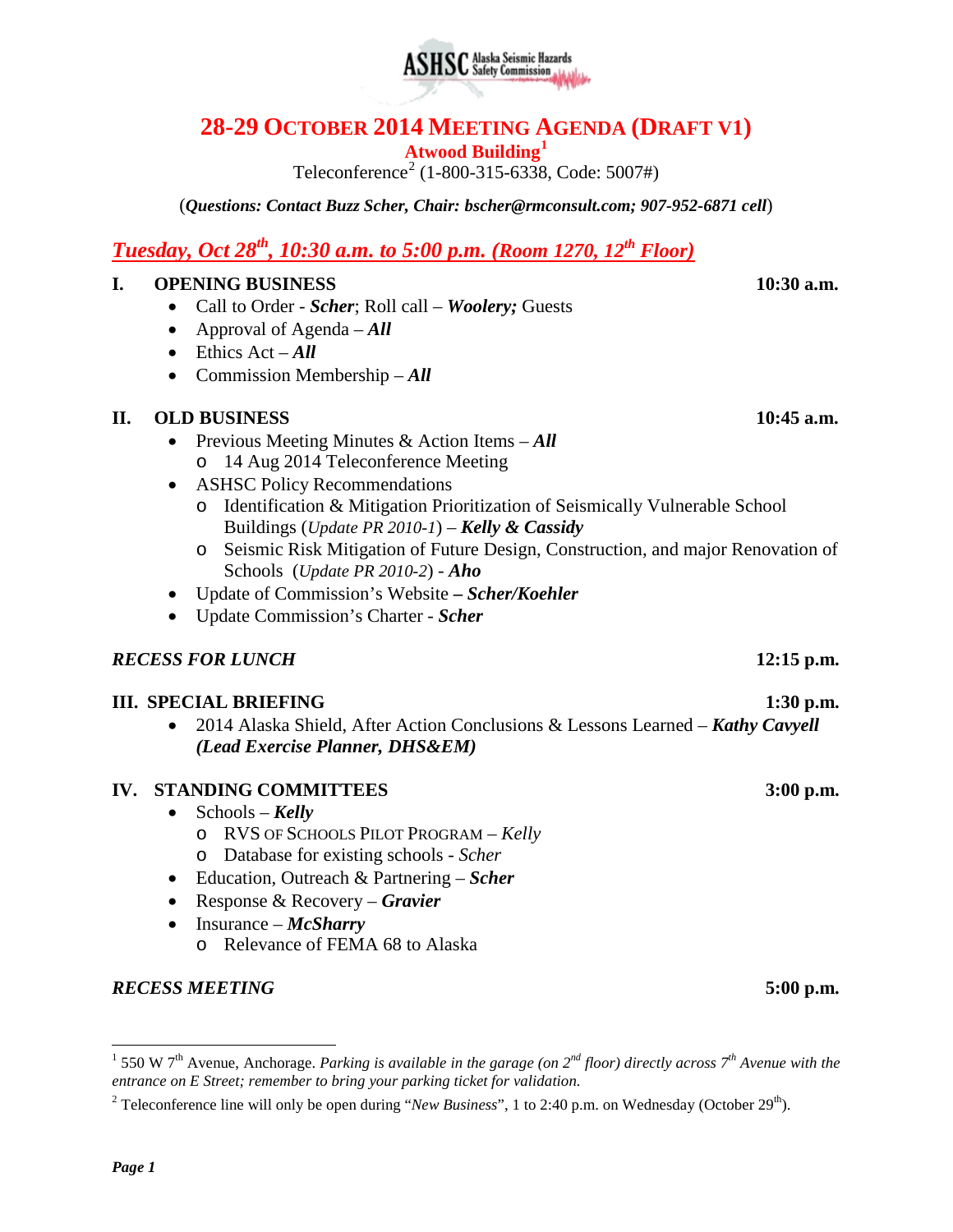# 28-29 OCTOBER 2014 MEETING AGENDA (DRAFT V1)

**Atwood Building**[1]

Teleconference[2] (1-800-315-6338, Code: 5007#)

(***Questions: Contact Buzz Scher, Chair: bscher@rmconsult.com; 907-952-6871 cell***)

## *Tuesday, Oct 28th, 10:30 a.m. to 5:00 p.m. (Room 1270, 12th Floor)*

### I. OPENING BUSINESS — 10:30 a.m.

- Call to Order - ***Scher***; Roll call – ***Woolery;*** Guests
- Approval of Agenda – ***All***
- Ethics Act – ***All***
- Commission Membership – ***All***

### II. OLD BUSINESS — 10:45 a.m.

- Previous Meeting Minutes & Action Items – ***All***
  - 14 Aug 2014 Teleconference Meeting
- ASHSC Policy Recommendations
  - Identification & Mitigation Prioritization of Seismically Vulnerable School Buildings (*Update PR 2010-1*) – ***Kelly & Cassidy***
  - Seismic Risk Mitigation of Future Design, Construction, and major Renovation of Schools (*Update PR 2010-2*) - ***Aho***
- Update of Commission's Website **– *Scher/Koehler***
- Update Commission's Charter - ***Scher***

***RECESS FOR LUNCH*** — **12:15 p.m.**

### III. SPECIAL BRIEFING — 1:30 p.m.

- 2014 Alaska Shield, After Action Conclusions & Lessons Learned – ***Kathy Cavyell (Lead Exercise Planner, DHS&EM)***

### IV. STANDING COMMITTEES — 3:00 p.m.

- Schools – ***Kelly***
  - RVS OF SCHOOLS PILOT PROGRAM – *Kelly*
  - Database for existing schools - *Scher*
- Education, Outreach & Partnering – ***Scher***
- Response & Recovery – ***Gravier***
- Insurance – ***McSharry***
  - Relevance of FEMA 68 to Alaska

***RECESS MEETING*** — **5:00 p.m.**

---

[1] 550 W 7th Avenue, Anchorage. *Parking is available in the garage (on 2nd floor) directly across 7th Avenue with the entrance on E Street; remember to bring your parking ticket for validation.*

[2] Teleconference line will only be open during "*New Business*", 1 to 2:40 p.m. on Wednesday (October 29th).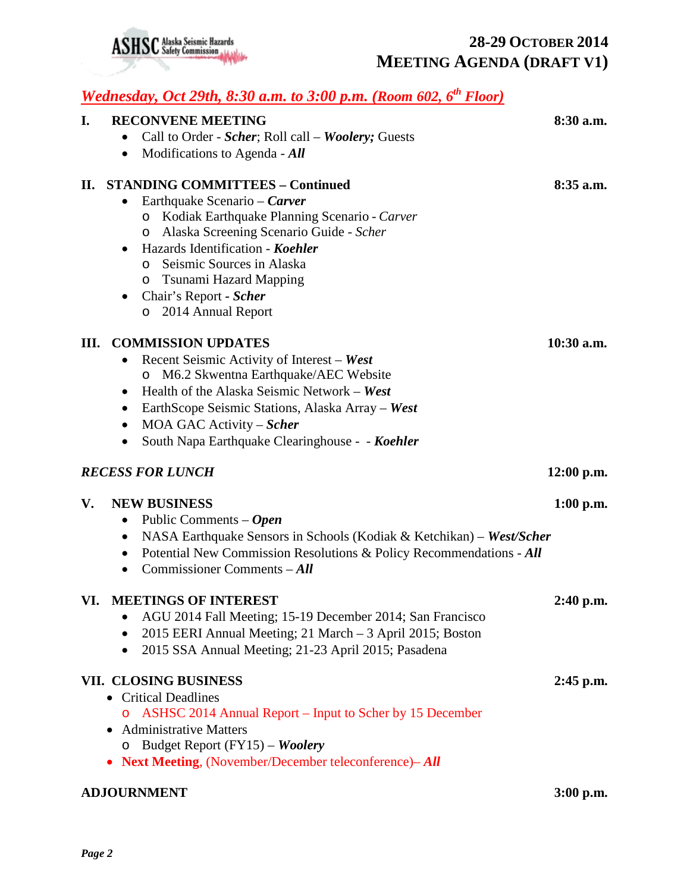# 28-29 OCTOBER 2014
# MEETING AGENDA (DRAFT V1)

## *Wednesday, Oct 29th, 8:30 a.m. to 3:00 p.m. (Room 602, 6th Floor)*

**I. RECONVENE MEETING** **8:30 a.m.**

- Call to Order - ***Scher***; Roll call – ***Woolery;*** Guests
- Modifications to Agenda - ***All***

**II. STANDING COMMITTEES – Continued** **8:35 a.m.**

- Earthquake Scenario – ***Carver***
  - Kodiak Earthquake Planning Scenario - *Carver*
  - Alaska Screening Scenario Guide - *Scher*
- Hazards Identification - ***Koehler***
  - Seismic Sources in Alaska
  - Tsunami Hazard Mapping
- Chair's Report - ***Scher***
  - 2014 Annual Report

**III. COMMISSION UPDATES** **10:30 a.m.**

- Recent Seismic Activity of Interest – ***West***
  - M6.2 Skwentna Earthquake/AEC Website
- Health of the Alaska Seismic Network – ***West***
- EarthScope Seismic Stations, Alaska Array – ***West***
- MOA GAC Activity – ***Scher***
- South Napa Earthquake Clearinghouse - - ***Koehler***

***RECESS FOR LUNCH*** **12:00 p.m.**

**V. NEW BUSINESS** **1:00 p.m.**

- Public Comments – ***Open***
- NASA Earthquake Sensors in Schools (Kodiak & Ketchikan) – ***West/Scher***
- Potential New Commission Resolutions & Policy Recommendations - ***All***
- Commissioner Comments – ***All***

**VI. MEETINGS OF INTEREST** **2:40 p.m.**

- AGU 2014 Fall Meeting; 15-19 December 2014; San Francisco
- 2015 EERI Annual Meeting; 21 March – 3 April 2015; Boston
- 2015 SSA Annual Meeting; 21-23 April 2015; Pasadena

**VII. CLOSING BUSINESS** **2:45 p.m.**

- Critical Deadlines
  - ASHSC 2014 Annual Report – Input to Scher by 15 December
- Administrative Matters
  - Budget Report (FY15) – ***Woolery***
- **Next Meeting**, (November/December teleconference)– ***All***

**ADJOURNMENT** **3:00 p.m.**